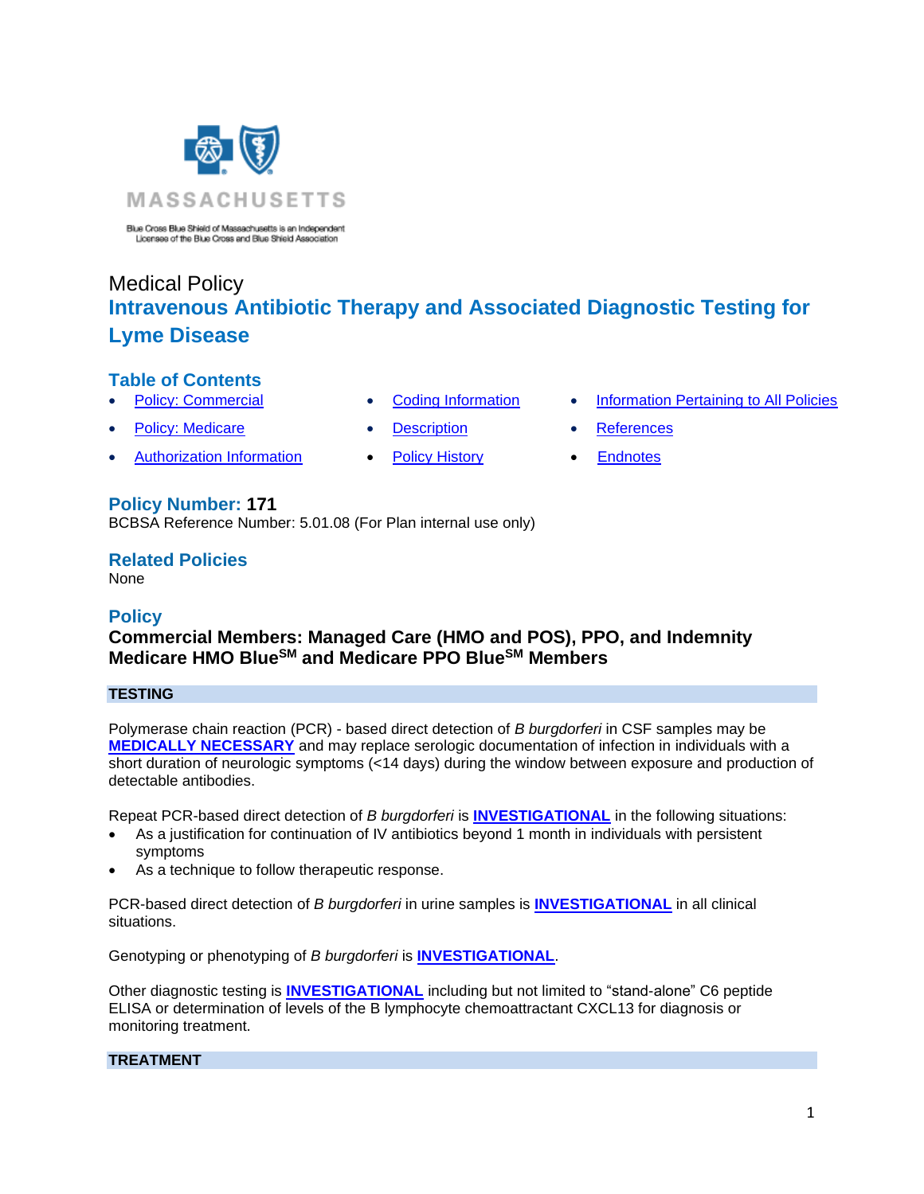Blue Cross Blue Shield of Massachusetts is an Independent Licensee of the Blue Cross and Blue Shield Association

Medical Policy

# Intravenous Antibiotic Therapy and Associated Diagnostic Testing for Lyme Disease

## Table of Contents

- Policy: Commercial
- Policy: Medicare
- Authorization Information
- Coding Information
- Description
- Policy History
- Information Pertaining to All Policies
- References
- Endnotes

## Policy Number: 171

BCBSA Reference Number: 5.01.08 (For Plan internal use only)

## Related Policies

None

## Policy

**Commercial Members: Managed Care (HMO and POS), PPO, and Indemnity**
**Medicare HMO Blue[SM] and Medicare PPO Blue[SM] Members**

### TESTING

Polymerase chain reaction (PCR) - based direct detection of *B burgdorferi* in CSF samples may be **MEDICALLY NECESSARY** and may replace serologic documentation of infection in individuals with a short duration of neurologic symptoms (<14 days) during the window between exposure and production of detectable antibodies.

Repeat PCR-based direct detection of *B burgdorferi* is **INVESTIGATIONAL** in the following situations:

- As a justification for continuation of IV antibiotics beyond 1 month in individuals with persistent symptoms
- As a technique to follow therapeutic response.

PCR-based direct detection of *B burgdorferi* in urine samples is **INVESTIGATIONAL** in all clinical situations.

Genotyping or phenotyping of *B burgdorferi* is **INVESTIGATIONAL**.

Other diagnostic testing is **INVESTIGATIONAL** including but not limited to "stand-alone" C6 peptide ELISA or determination of levels of the B lymphocyte chemoattractant CXCL13 for diagnosis or monitoring treatment.

### TREATMENT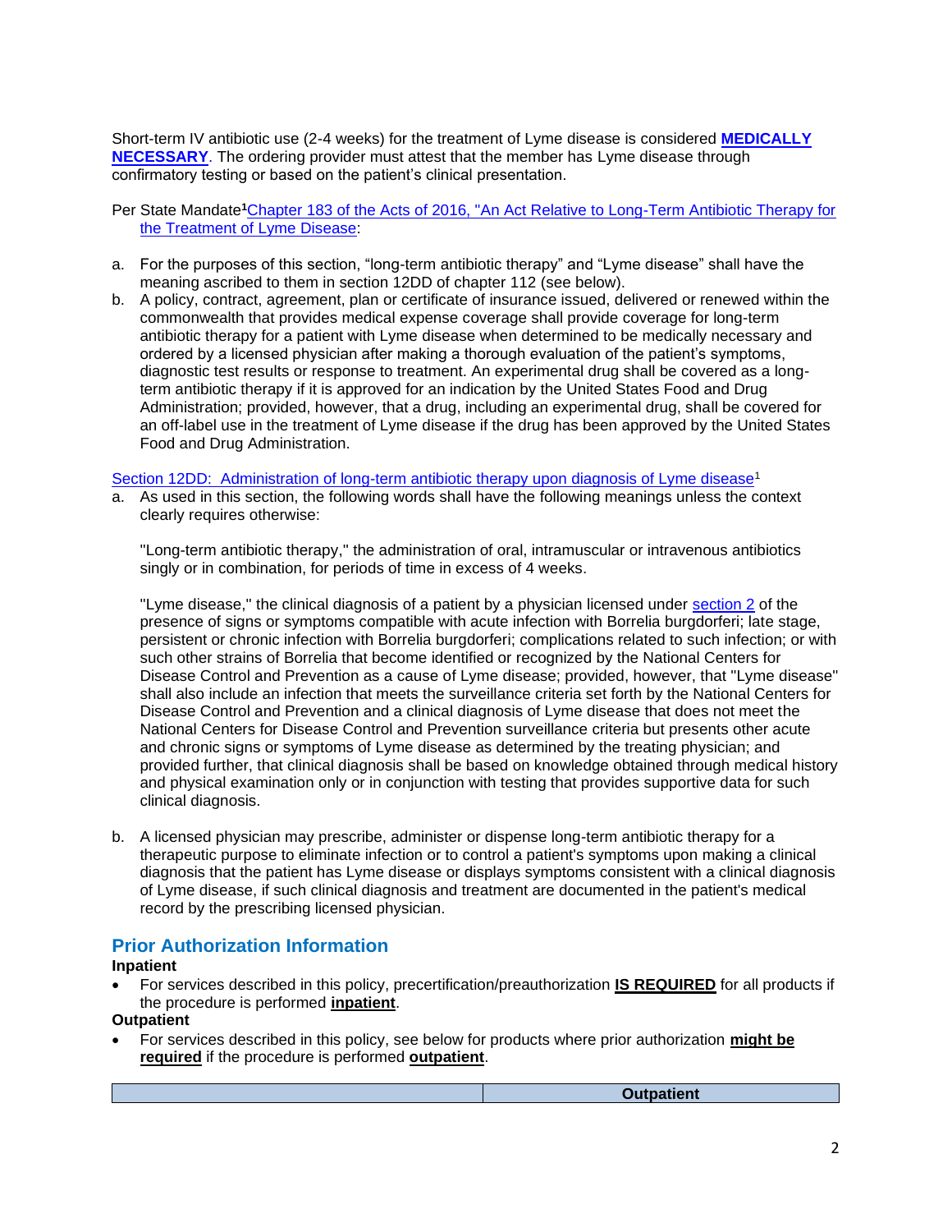Short-term IV antibiotic use (2-4 weeks) for the treatment of Lyme disease is considered **MEDICALLY NECESSARY**. The ordering provider must attest that the member has Lyme disease through confirmatory testing or based on the patient's clinical presentation.

Per State Mandate[1] Chapter 183 of the Acts of 2016, "An Act Relative to Long-Term Antibiotic Therapy for the Treatment of Lyme Disease":

a. For the purposes of this section, "long-term antibiotic therapy" and "Lyme disease" shall have the meaning ascribed to them in section 12DD of chapter 112 (see below).

b. A policy, contract, agreement, plan or certificate of insurance issued, delivered or renewed within the commonwealth that provides medical expense coverage shall provide coverage for long-term antibiotic therapy for a patient with Lyme disease when determined to be medically necessary and ordered by a licensed physician after making a thorough evaluation of the patient's symptoms, diagnostic test results or response to treatment. An experimental drug shall be covered as a long-term antibiotic therapy if it is approved for an indication by the United States Food and Drug Administration; provided, however, that a drug, including an experimental drug, shall be covered for an off-label use in the treatment of Lyme disease if the drug has been approved by the United States Food and Drug Administration.

Section 12DD: Administration of long-term antibiotic therapy upon diagnosis of Lyme disease[1]

a. As used in this section, the following words shall have the following meanings unless the context clearly requires otherwise:

   "Long-term antibiotic therapy," the administration of oral, intramuscular or intravenous antibiotics singly or in combination, for periods of time in excess of 4 weeks.

   "Lyme disease," the clinical diagnosis of a patient by a physician licensed under section 2 of the presence of signs or symptoms compatible with acute infection with Borrelia burgdorferi; late stage, persistent or chronic infection with Borrelia burgdorferi; complications related to such infection; or with such other strains of Borrelia that become identified or recognized by the National Centers for Disease Control and Prevention as a cause of Lyme disease; provided, however, that "Lyme disease" shall also include an infection that meets the surveillance criteria set forth by the National Centers for Disease Control and Prevention and a clinical diagnosis of Lyme disease that does not meet the National Centers for Disease Control and Prevention surveillance criteria but presents other acute and chronic signs or symptoms of Lyme disease as determined by the treating physician; and provided further, that clinical diagnosis shall be based on knowledge obtained through medical history and physical examination only or in conjunction with testing that provides supportive data for such clinical diagnosis.

b. A licensed physician may prescribe, administer or dispense long-term antibiotic therapy for a therapeutic purpose to eliminate infection or to control a patient's symptoms upon making a clinical diagnosis that the patient has Lyme disease or displays symptoms consistent with a clinical diagnosis of Lyme disease, if such clinical diagnosis and treatment are documented in the patient's medical record by the prescribing licensed physician.

## Prior Authorization Information

**Inpatient**

- For services described in this policy, precertification/preauthorization **IS REQUIRED** for all products if the procedure is performed **inpatient**.

**Outpatient**

- For services described in this policy, see below for products where prior authorization **might be required** if the procedure is performed **outpatient**.

| | Outpatient |
|---|---|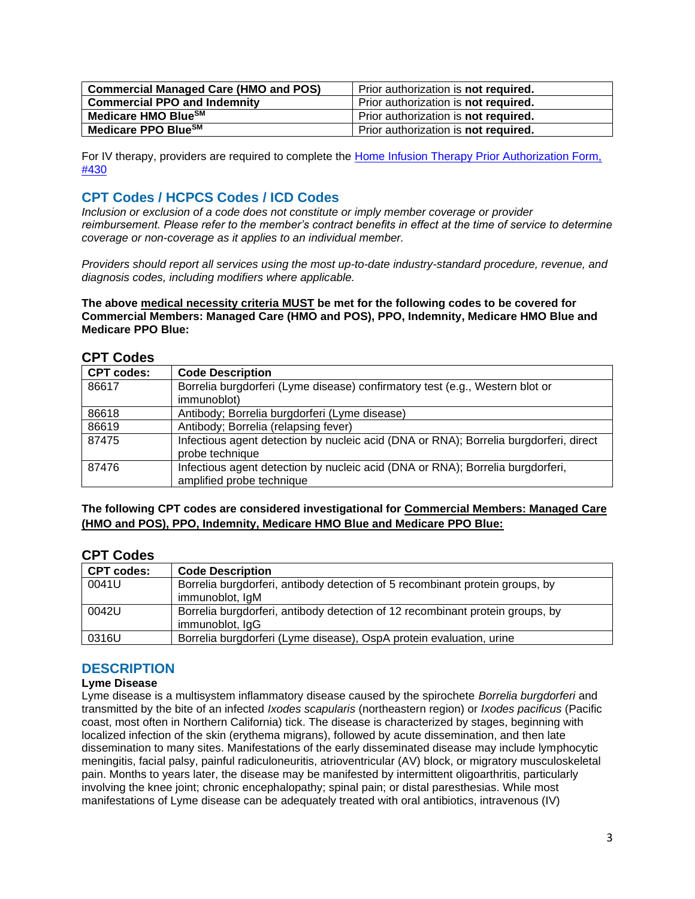| Commercial Managed Care (HMO and POS) | Prior authorization is **not required.** |
|---|---|
| **Commercial PPO and Indemnity** | Prior authorization is **not required.** |
| **Medicare HMO Blue℠** | Prior authorization is **not required.** |
| **Medicare PPO Blue℠** | Prior authorization is **not required.** |

For IV therapy, providers are required to complete the [Home Infusion Therapy Prior Authorization Form, #430]()

## CPT Codes / HCPCS Codes / ICD Codes

*Inclusion or exclusion of a code does not constitute or imply member coverage or provider reimbursement. Please refer to the member's contract benefits in effect at the time of service to determine coverage or non-coverage as it applies to an individual member.*

*Providers should report all services using the most up-to-date industry-standard procedure, revenue, and diagnosis codes, including modifiers where applicable.*

**The above medical necessity criteria MUST be met for the following codes to be covered for Commercial Members: Managed Care (HMO and POS), PPO, Indemnity, Medicare HMO Blue and Medicare PPO Blue:**

### CPT Codes

| CPT codes: | Code Description |
|---|---|
| 86617 | Borrelia burgdorferi (Lyme disease) confirmatory test (e.g., Western blot or immunoblot) |
| 86618 | Antibody; Borrelia burgdorferi (Lyme disease) |
| 86619 | Antibody; Borrelia (relapsing fever) |
| 87475 | Infectious agent detection by nucleic acid (DNA or RNA); Borrelia burgdorferi, direct probe technique |
| 87476 | Infectious agent detection by nucleic acid (DNA or RNA); Borrelia burgdorferi, amplified probe technique |

**The following CPT codes are considered investigational for Commercial Members: Managed Care (HMO and POS), PPO, Indemnity, Medicare HMO Blue and Medicare PPO Blue:**

### CPT Codes

| CPT codes: | Code Description |
|---|---|
| 0041U | Borrelia burgdorferi, antibody detection of 5 recombinant protein groups, by immunoblot, IgM |
| 0042U | Borrelia burgdorferi, antibody detection of 12 recombinant protein groups, by immunoblot, IgG |
| 0316U | Borrelia burgdorferi (Lyme disease), OspA protein evaluation, urine |

## DESCRIPTION

**Lyme Disease**

Lyme disease is a multisystem inflammatory disease caused by the spirochete *Borrelia burgdorferi* and transmitted by the bite of an infected *Ixodes scapularis* (northeastern region) or *Ixodes pacificus* (Pacific coast, most often in Northern California) tick. The disease is characterized by stages, beginning with localized infection of the skin (erythema migrans), followed by acute dissemination, and then late dissemination to many sites. Manifestations of the early disseminated disease may include lymphocytic meningitis, facial palsy, painful radiculoneuritis, atrioventricular (AV) block, or migratory musculoskeletal pain. Months to years later, the disease may be manifested by intermittent oligoarthritis, particularly involving the knee joint; chronic encephalopathy; spinal pain; or distal paresthesias. While most manifestations of Lyme disease can be adequately treated with oral antibiotics, intravenous (IV)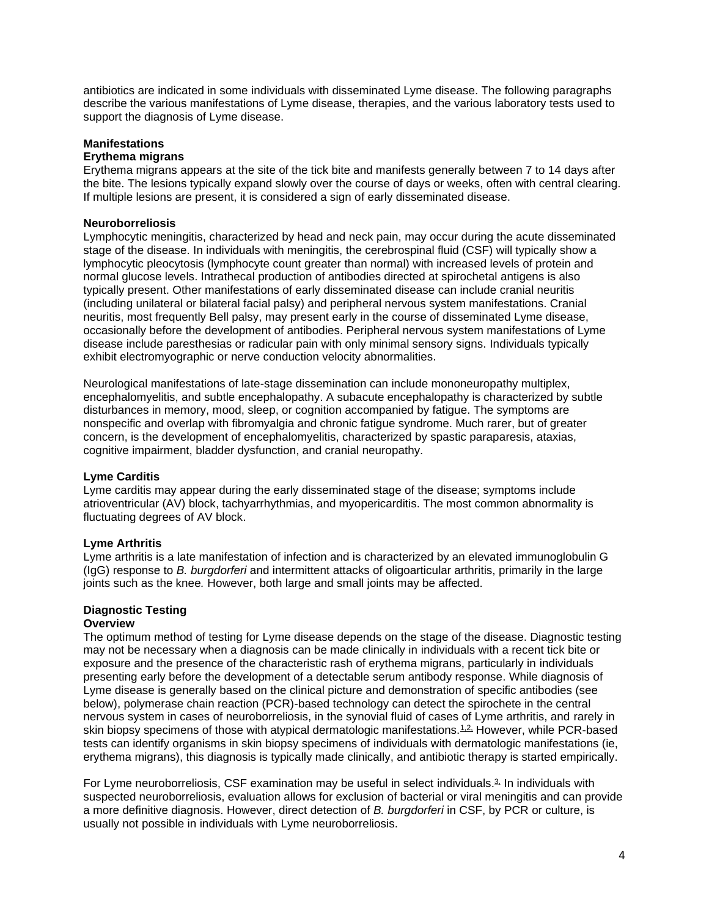antibiotics are indicated in some individuals with disseminated Lyme disease. The following paragraphs describe the various manifestations of Lyme disease, therapies, and the various laboratory tests used to support the diagnosis of Lyme disease.

### Manifestations

#### Erythema migrans

Erythema migrans appears at the site of the tick bite and manifests generally between 7 to 14 days after the bite. The lesions typically expand slowly over the course of days or weeks, often with central clearing. If multiple lesions are present, it is considered a sign of early disseminated disease.

#### Neuroborreliosis

Lymphocytic meningitis, characterized by head and neck pain, may occur during the acute disseminated stage of the disease. In individuals with meningitis, the cerebrospinal fluid (CSF) will typically show a lymphocytic pleocytosis (lymphocyte count greater than normal) with increased levels of protein and normal glucose levels. Intrathecal production of antibodies directed at spirochetal antigens is also typically present. Other manifestations of early disseminated disease can include cranial neuritis (including unilateral or bilateral facial palsy) and peripheral nervous system manifestations. Cranial neuritis, most frequently Bell palsy, may present early in the course of disseminated Lyme disease, occasionally before the development of antibodies. Peripheral nervous system manifestations of Lyme disease include paresthesias or radicular pain with only minimal sensory signs. Individuals typically exhibit electromyographic or nerve conduction velocity abnormalities.

Neurological manifestations of late-stage dissemination can include mononeuropathy multiplex, encephalomyelitis, and subtle encephalopathy. A subacute encephalopathy is characterized by subtle disturbances in memory, mood, sleep, or cognition accompanied by fatigue. The symptoms are nonspecific and overlap with fibromyalgia and chronic fatigue syndrome. Much rarer, but of greater concern, is the development of encephalomyelitis, characterized by spastic paraparesis, ataxias, cognitive impairment, bladder dysfunction, and cranial neuropathy.

#### Lyme Carditis

Lyme carditis may appear during the early disseminated stage of the disease; symptoms include atrioventricular (AV) block, tachyarrhythmias, and myopericarditis. The most common abnormality is fluctuating degrees of AV block.

#### Lyme Arthritis

Lyme arthritis is a late manifestation of infection and is characterized by an elevated immunoglobulin G (IgG) response to *B. burgdorferi* and intermittent attacks of oligoarticular arthritis, primarily in the large joints such as the knee. However, both large and small joints may be affected.

### Diagnostic Testing

#### Overview

The optimum method of testing for Lyme disease depends on the stage of the disease. Diagnostic testing may not be necessary when a diagnosis can be made clinically in individuals with a recent tick bite or exposure and the presence of the characteristic rash of erythema migrans, particularly in individuals presenting early before the development of a detectable serum antibody response. While diagnosis of Lyme disease is generally based on the clinical picture and demonstration of specific antibodies (see below), polymerase chain reaction (PCR)-based technology can detect the spirochete in the central nervous system in cases of neuroborreliosis, in the synovial fluid of cases of Lyme arthritis, and rarely in skin biopsy specimens of those with atypical dermatologic manifestations.[1,2] However, while PCR-based tests can identify organisms in skin biopsy specimens of individuals with dermatologic manifestations (ie, erythema migrans), this diagnosis is typically made clinically, and antibiotic therapy is started empirically.

For Lyme neuroborreliosis, CSF examination may be useful in select individuals.[3] In individuals with suspected neuroborreliosis, evaluation allows for exclusion of bacterial or viral meningitis and can provide a more definitive diagnosis. However, direct detection of *B. burgdorferi* in CSF, by PCR or culture, is usually not possible in individuals with Lyme neuroborreliosis.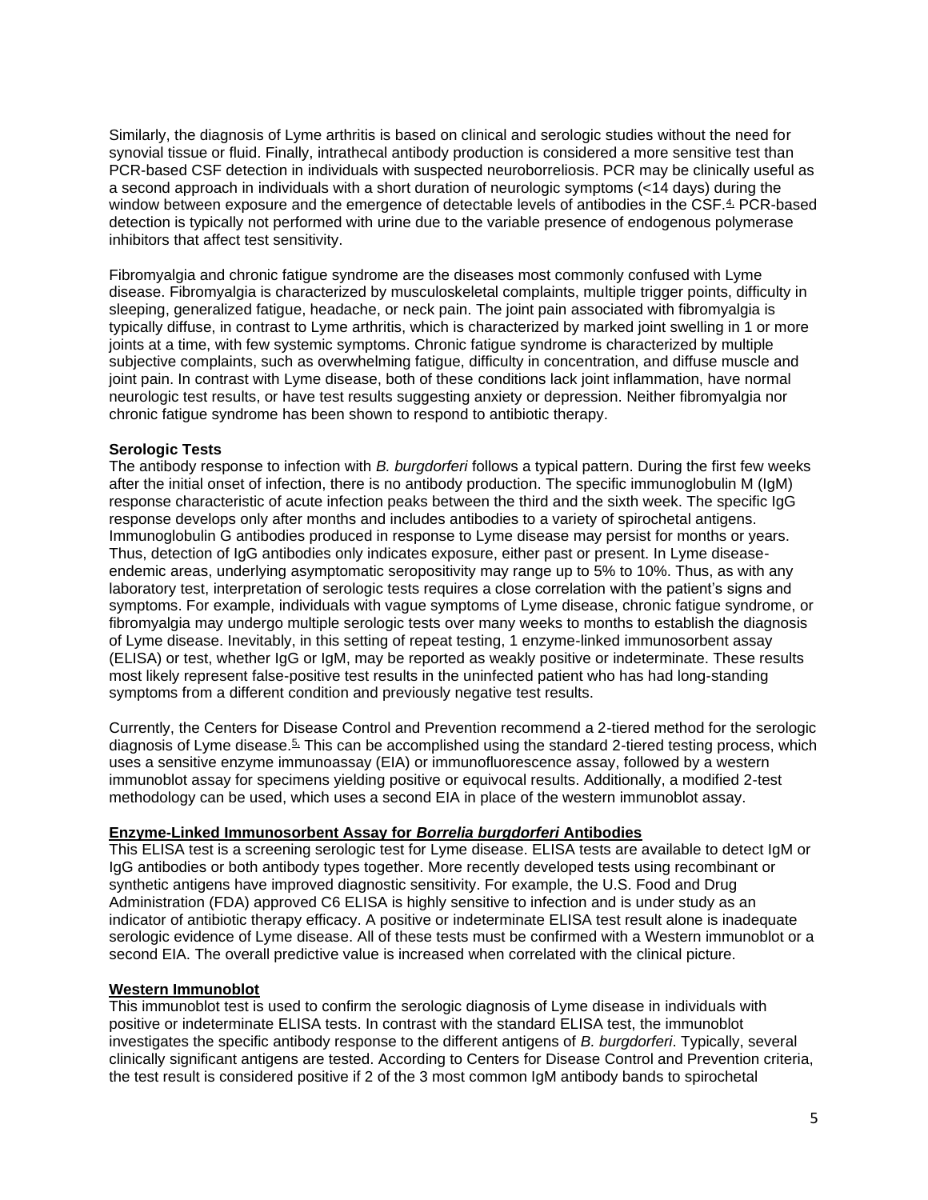Similarly, the diagnosis of Lyme arthritis is based on clinical and serologic studies without the need for synovial tissue or fluid. Finally, intrathecal antibody production is considered a more sensitive test than PCR-based CSF detection in individuals with suspected neuroborreliosis. PCR may be clinically useful as a second approach in individuals with a short duration of neurologic symptoms (<14 days) during the window between exposure and the emergence of detectable levels of antibodies in the CSF.[4] PCR-based detection is typically not performed with urine due to the variable presence of endogenous polymerase inhibitors that affect test sensitivity.

Fibromyalgia and chronic fatigue syndrome are the diseases most commonly confused with Lyme disease. Fibromyalgia is characterized by musculoskeletal complaints, multiple trigger points, difficulty in sleeping, generalized fatigue, headache, or neck pain. The joint pain associated with fibromyalgia is typically diffuse, in contrast to Lyme arthritis, which is characterized by marked joint swelling in 1 or more joints at a time, with few systemic symptoms. Chronic fatigue syndrome is characterized by multiple subjective complaints, such as overwhelming fatigue, difficulty in concentration, and diffuse muscle and joint pain. In contrast with Lyme disease, both of these conditions lack joint inflammation, have normal neurologic test results, or have test results suggesting anxiety or depression. Neither fibromyalgia nor chronic fatigue syndrome has been shown to respond to antibiotic therapy.

**Serologic Tests**

The antibody response to infection with *B. burgdorferi* follows a typical pattern. During the first few weeks after the initial onset of infection, there is no antibody production. The specific immunoglobulin M (IgM) response characteristic of acute infection peaks between the third and the sixth week. The specific IgG response develops only after months and includes antibodies to a variety of spirochetal antigens. Immunoglobulin G antibodies produced in response to Lyme disease may persist for months or years. Thus, detection of IgG antibodies only indicates exposure, either past or present. In Lyme disease-endemic areas, underlying asymptomatic seropositivity may range up to 5% to 10%. Thus, as with any laboratory test, interpretation of serologic tests requires a close correlation with the patient's signs and symptoms. For example, individuals with vague symptoms of Lyme disease, chronic fatigue syndrome, or fibromyalgia may undergo multiple serologic tests over many weeks to months to establish the diagnosis of Lyme disease. Inevitably, in this setting of repeat testing, 1 enzyme-linked immunosorbent assay (ELISA) or test, whether IgG or IgM, may be reported as weakly positive or indeterminate. These results most likely represent false-positive test results in the uninfected patient who has had long-standing symptoms from a different condition and previously negative test results.

Currently, the Centers for Disease Control and Prevention recommend a 2-tiered method for the serologic diagnosis of Lyme disease.[5] This can be accomplished using the standard 2-tiered testing process, which uses a sensitive enzyme immunoassay (EIA) or immunofluorescence assay, followed by a western immunoblot assay for specimens yielding positive or equivocal results. Additionally, a modified 2-test methodology can be used, which uses a second EIA in place of the western immunoblot assay.

**Enzyme-Linked Immunosorbent Assay for *Borrelia burgdorferi* Antibodies**

This ELISA test is a screening serologic test for Lyme disease. ELISA tests are available to detect IgM or IgG antibodies or both antibody types together. More recently developed tests using recombinant or synthetic antigens have improved diagnostic sensitivity. For example, the U.S. Food and Drug Administration (FDA) approved C6 ELISA is highly sensitive to infection and is under study as an indicator of antibiotic therapy efficacy. A positive or indeterminate ELISA test result alone is inadequate serologic evidence of Lyme disease. All of these tests must be confirmed with a Western immunoblot or a second EIA. The overall predictive value is increased when correlated with the clinical picture.

**Western Immunoblot**

This immunoblot test is used to confirm the serologic diagnosis of Lyme disease in individuals with positive or indeterminate ELISA tests. In contrast with the standard ELISA test, the immunoblot investigates the specific antibody response to the different antigens of *B. burgdorferi*. Typically, several clinically significant antigens are tested. According to Centers for Disease Control and Prevention criteria, the test result is considered positive if 2 of the 3 most common IgM antibody bands to spirochetal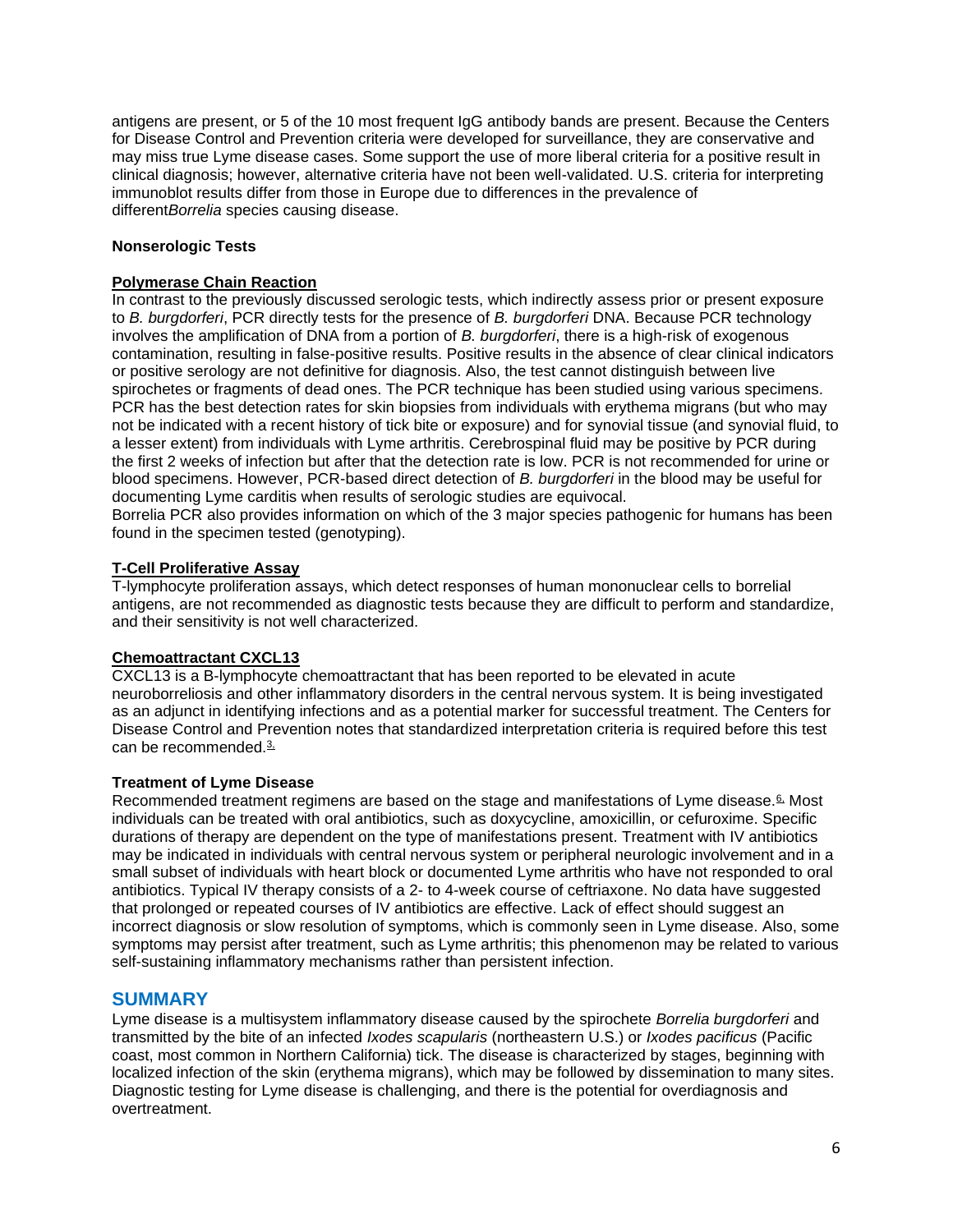antigens are present, or 5 of the 10 most frequent IgG antibody bands are present. Because the Centers for Disease Control and Prevention criteria were developed for surveillance, they are conservative and may miss true Lyme disease cases. Some support the use of more liberal criteria for a positive result in clinical diagnosis; however, alternative criteria have not been well-validated. U.S. criteria for interpreting immunoblot results differ from those in Europe due to differences in the prevalence of different*Borrelia* species causing disease.

**Nonserologic Tests**

**Polymerase Chain Reaction**

In contrast to the previously discussed serologic tests, which indirectly assess prior or present exposure to *B. burgdorferi*, PCR directly tests for the presence of *B. burgdorferi* DNA. Because PCR technology involves the amplification of DNA from a portion of *B. burgdorferi*, there is a high-risk of exogenous contamination, resulting in false-positive results. Positive results in the absence of clear clinical indicators or positive serology are not definitive for diagnosis. Also, the test cannot distinguish between live spirochetes or fragments of dead ones. The PCR technique has been studied using various specimens. PCR has the best detection rates for skin biopsies from individuals with erythema migrans (but who may not be indicated with a recent history of tick bite or exposure) and for synovial tissue (and synovial fluid, to a lesser extent) from individuals with Lyme arthritis. Cerebrospinal fluid may be positive by PCR during the first 2 weeks of infection but after that the detection rate is low. PCR is not recommended for urine or blood specimens. However, PCR-based direct detection of *B. burgdorferi* in the blood may be useful for documenting Lyme carditis when results of serologic studies are equivocal.

Borrelia PCR also provides information on which of the 3 major species pathogenic for humans has been found in the specimen tested (genotyping).

**T-Cell Proliferative Assay**

T-lymphocyte proliferation assays, which detect responses of human mononuclear cells to borrelial antigens, are not recommended as diagnostic tests because they are difficult to perform and standardize, and their sensitivity is not well characterized.

**Chemoattractant CXCL13**

CXCL13 is a B-lymphocyte chemoattractant that has been reported to be elevated in acute neuroborreliosis and other inflammatory disorders in the central nervous system. It is being investigated as an adjunct in identifying infections and as a potential marker for successful treatment. The Centers for Disease Control and Prevention notes that standardized interpretation criteria is required before this test can be recommended.[3]

**Treatment of Lyme Disease**

Recommended treatment regimens are based on the stage and manifestations of Lyme disease.[6] Most individuals can be treated with oral antibiotics, such as doxycycline, amoxicillin, or cefuroxime. Specific durations of therapy are dependent on the type of manifestations present. Treatment with IV antibiotics may be indicated in individuals with central nervous system or peripheral neurologic involvement and in a small subset of individuals with heart block or documented Lyme arthritis who have not responded to oral antibiotics. Typical IV therapy consists of a 2- to 4-week course of ceftriaxone. No data have suggested that prolonged or repeated courses of IV antibiotics are effective. Lack of effect should suggest an incorrect diagnosis or slow resolution of symptoms, which is commonly seen in Lyme disease. Also, some symptoms may persist after treatment, such as Lyme arthritis; this phenomenon may be related to various self-sustaining inflammatory mechanisms rather than persistent infection.

## SUMMARY

Lyme disease is a multisystem inflammatory disease caused by the spirochete *Borrelia burgdorferi* and transmitted by the bite of an infected *Ixodes scapularis* (northeastern U.S.) or *Ixodes pacificus* (Pacific coast, most common in Northern California) tick. The disease is characterized by stages, beginning with localized infection of the skin (erythema migrans), which may be followed by dissemination to many sites. Diagnostic testing for Lyme disease is challenging, and there is the potential for overdiagnosis and overtreatment.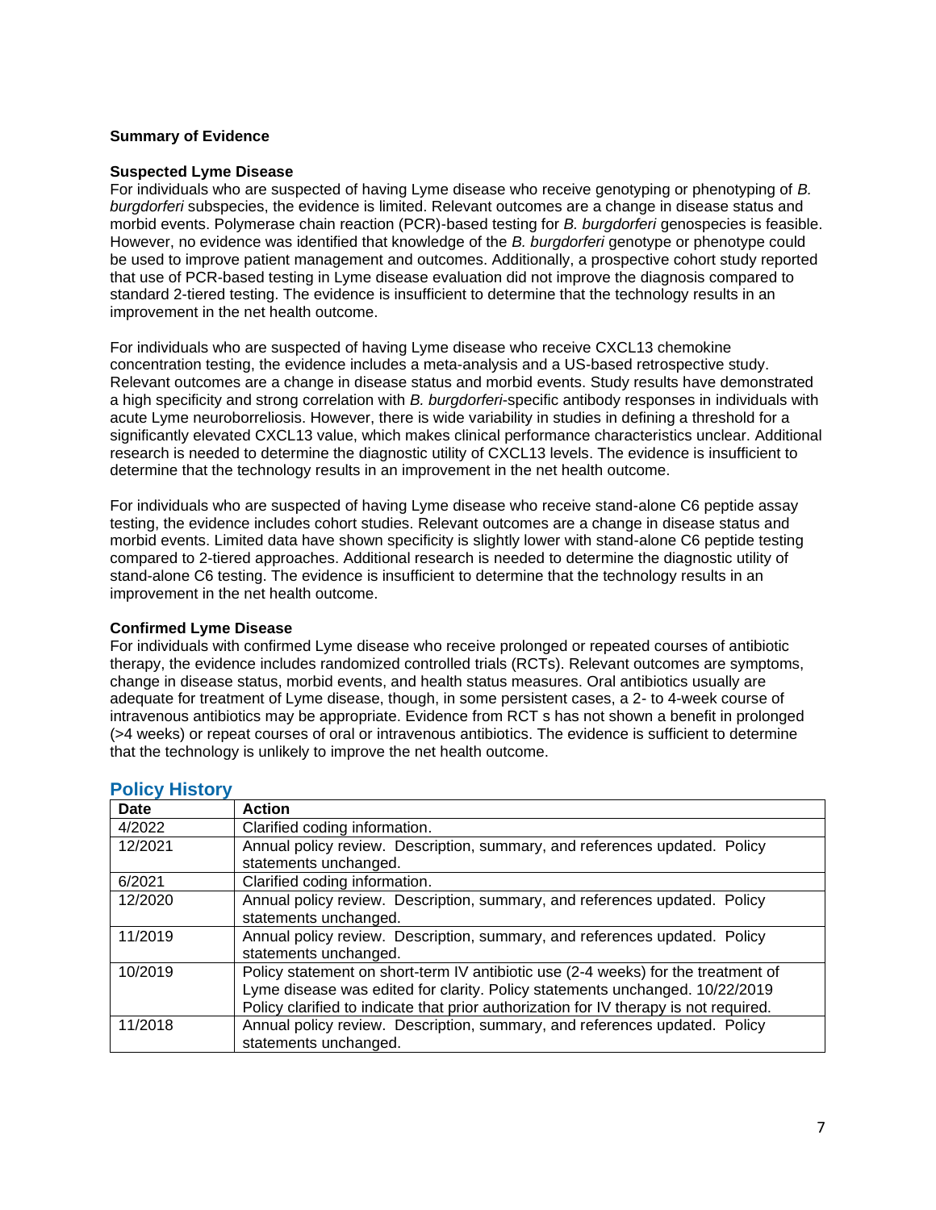**Summary of Evidence**

**Suspected Lyme Disease**

For individuals who are suspected of having Lyme disease who receive genotyping or phenotyping of *B. burgdorferi* subspecies, the evidence is limited. Relevant outcomes are a change in disease status and morbid events. Polymerase chain reaction (PCR)-based testing for *B. burgdorferi* genospecies is feasible. However, no evidence was identified that knowledge of the *B. burgdorferi* genotype or phenotype could be used to improve patient management and outcomes. Additionally, a prospective cohort study reported that use of PCR-based testing in Lyme disease evaluation did not improve the diagnosis compared to standard 2-tiered testing. The evidence is insufficient to determine that the technology results in an improvement in the net health outcome.

For individuals who are suspected of having Lyme disease who receive CXCL13 chemokine concentration testing, the evidence includes a meta-analysis and a US-based retrospective study. Relevant outcomes are a change in disease status and morbid events. Study results have demonstrated a high specificity and strong correlation with *B. burgdorferi*-specific antibody responses in individuals with acute Lyme neuroborreliosis. However, there is wide variability in studies in defining a threshold for a significantly elevated CXCL13 value, which makes clinical performance characteristics unclear. Additional research is needed to determine the diagnostic utility of CXCL13 levels. The evidence is insufficient to determine that the technology results in an improvement in the net health outcome.

For individuals who are suspected of having Lyme disease who receive stand-alone C6 peptide assay testing, the evidence includes cohort studies. Relevant outcomes are a change in disease status and morbid events. Limited data have shown specificity is slightly lower with stand-alone C6 peptide testing compared to 2-tiered approaches. Additional research is needed to determine the diagnostic utility of stand-alone C6 testing. The evidence is insufficient to determine that the technology results in an improvement in the net health outcome.

**Confirmed Lyme Disease**

For individuals with confirmed Lyme disease who receive prolonged or repeated courses of antibiotic therapy, the evidence includes randomized controlled trials (RCTs). Relevant outcomes are symptoms, change in disease status, morbid events, and health status measures. Oral antibiotics usually are adequate for treatment of Lyme disease, though, in some persistent cases, a 2- to 4-week course of intravenous antibiotics may be appropriate. Evidence from RCT s has not shown a benefit in prolonged (>4 weeks) or repeat courses of oral or intravenous antibiotics. The evidence is sufficient to determine that the technology is unlikely to improve the net health outcome.

## Policy History

| Date | Action |
| --- | --- |
| 4/2022 | Clarified coding information. |
| 12/2021 | Annual policy review. Description, summary, and references updated. Policy statements unchanged. |
| 6/2021 | Clarified coding information. |
| 12/2020 | Annual policy review. Description, summary, and references updated. Policy statements unchanged. |
| 11/2019 | Annual policy review. Description, summary, and references updated. Policy statements unchanged. |
| 10/2019 | Policy statement on short-term IV antibiotic use (2-4 weeks) for the treatment of Lyme disease was edited for clarity. Policy statements unchanged. 10/22/2019 Policy clarified to indicate that prior authorization for IV therapy is not required. |
| 11/2018 | Annual policy review. Description, summary, and references updated. Policy statements unchanged. |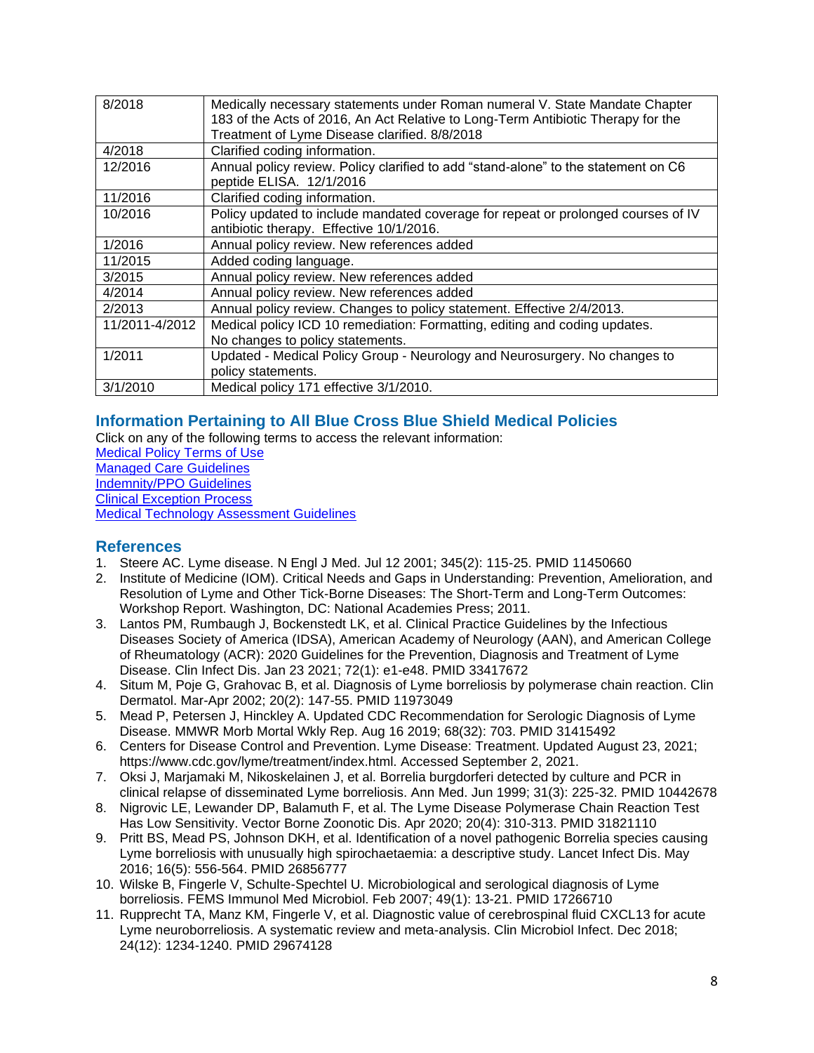| | |
|---|---|
| 8/2018 | Medically necessary statements under Roman numeral V. State Mandate Chapter 183 of the Acts of 2016, An Act Relative to Long-Term Antibiotic Therapy for the Treatment of Lyme Disease clarified. 8/8/2018 |
| 4/2018 | Clarified coding information. |
| 12/2016 | Annual policy review. Policy clarified to add "stand-alone" to the statement on C6 peptide ELISA. 12/1/2016 |
| 11/2016 | Clarified coding information. |
| 10/2016 | Policy updated to include mandated coverage for repeat or prolonged courses of IV antibiotic therapy. Effective 10/1/2016. |
| 1/2016 | Annual policy review. New references added |
| 11/2015 | Added coding language. |
| 3/2015 | Annual policy review. New references added |
| 4/2014 | Annual policy review. New references added |
| 2/2013 | Annual policy review. Changes to policy statement. Effective 2/4/2013. |
| 11/2011-4/2012 | Medical policy ICD 10 remediation: Formatting, editing and coding updates. No changes to policy statements. |
| 1/2011 | Updated - Medical Policy Group - Neurology and Neurosurgery. No changes to policy statements. |
| 3/1/2010 | Medical policy 171 effective 3/1/2010. |

## Information Pertaining to All Blue Cross Blue Shield Medical Policies

Click on any of the following terms to access the relevant information:

Medical Policy Terms of Use
Managed Care Guidelines
Indemnity/PPO Guidelines
Clinical Exception Process
Medical Technology Assessment Guidelines

## References

1. Steere AC. Lyme disease. N Engl J Med. Jul 12 2001; 345(2): 115-25. PMID 11450660
2. Institute of Medicine (IOM). Critical Needs and Gaps in Understanding: Prevention, Amelioration, and Resolution of Lyme and Other Tick-Borne Diseases: The Short-Term and Long-Term Outcomes: Workshop Report. Washington, DC: National Academies Press; 2011.
3. Lantos PM, Rumbaugh J, Bockenstedt LK, et al. Clinical Practice Guidelines by the Infectious Diseases Society of America (IDSA), American Academy of Neurology (AAN), and American College of Rheumatology (ACR): 2020 Guidelines for the Prevention, Diagnosis and Treatment of Lyme Disease. Clin Infect Dis. Jan 23 2021; 72(1): e1-e48. PMID 33417672
4. Situm M, Poje G, Grahovac B, et al. Diagnosis of Lyme borreliosis by polymerase chain reaction. Clin Dermatol. Mar-Apr 2002; 20(2): 147-55. PMID 11973049
5. Mead P, Petersen J, Hinckley A. Updated CDC Recommendation for Serologic Diagnosis of Lyme Disease. MMWR Morb Mortal Wkly Rep. Aug 16 2019; 68(32): 703. PMID 31415492
6. Centers for Disease Control and Prevention. Lyme Disease: Treatment. Updated August 23, 2021; https://www.cdc.gov/lyme/treatment/index.html. Accessed September 2, 2021.
7. Oksi J, Marjamaki M, Nikoskelainen J, et al. Borrelia burgdorferi detected by culture and PCR in clinical relapse of disseminated Lyme borreliosis. Ann Med. Jun 1999; 31(3): 225-32. PMID 10442678
8. Nigrovic LE, Lewander DP, Balamuth F, et al. The Lyme Disease Polymerase Chain Reaction Test Has Low Sensitivity. Vector Borne Zoonotic Dis. Apr 2020; 20(4): 310-313. PMID 31821110
9. Pritt BS, Mead PS, Johnson DKH, et al. Identification of a novel pathogenic Borrelia species causing Lyme borreliosis with unusually high spirochaetaemia: a descriptive study. Lancet Infect Dis. May 2016; 16(5): 556-564. PMID 26856777
10. Wilske B, Fingerle V, Schulte-Spechtel U. Microbiological and serological diagnosis of Lyme borreliosis. FEMS Immunol Med Microbiol. Feb 2007; 49(1): 13-21. PMID 17266710
11. Rupprecht TA, Manz KM, Fingerle V, et al. Diagnostic value of cerebrospinal fluid CXCL13 for acute Lyme neuroborreliosis. A systematic review and meta-analysis. Clin Microbiol Infect. Dec 2018; 24(12): 1234-1240. PMID 29674128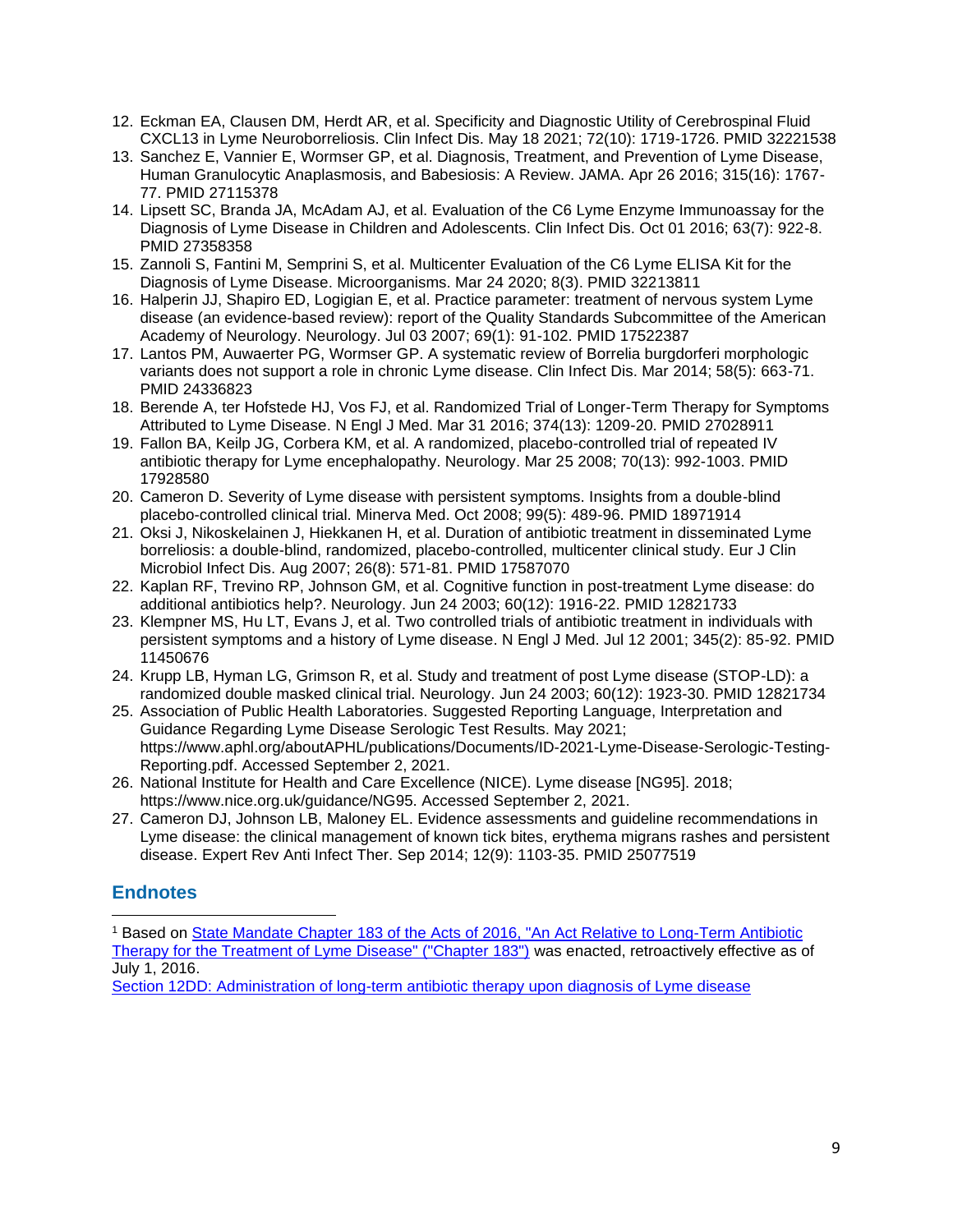12. Eckman EA, Clausen DM, Herdt AR, et al. Specificity and Diagnostic Utility of Cerebrospinal Fluid CXCL13 in Lyme Neuroborreliosis. Clin Infect Dis. May 18 2021; 72(10): 1719-1726. PMID 32221538
13. Sanchez E, Vannier E, Wormser GP, et al. Diagnosis, Treatment, and Prevention of Lyme Disease, Human Granulocytic Anaplasmosis, and Babesiosis: A Review. JAMA. Apr 26 2016; 315(16): 1767-77. PMID 27115378
14. Lipsett SC, Branda JA, McAdam AJ, et al. Evaluation of the C6 Lyme Enzyme Immunoassay for the Diagnosis of Lyme Disease in Children and Adolescents. Clin Infect Dis. Oct 01 2016; 63(7): 922-8. PMID 27358358
15. Zannoli S, Fantini M, Semprini S, et al. Multicenter Evaluation of the C6 Lyme ELISA Kit for the Diagnosis of Lyme Disease. Microorganisms. Mar 24 2020; 8(3). PMID 32213811
16. Halperin JJ, Shapiro ED, Logigian E, et al. Practice parameter: treatment of nervous system Lyme disease (an evidence-based review): report of the Quality Standards Subcommittee of the American Academy of Neurology. Neurology. Jul 03 2007; 69(1): 91-102. PMID 17522387
17. Lantos PM, Auwaerter PG, Wormser GP. A systematic review of Borrelia burgdorferi morphologic variants does not support a role in chronic Lyme disease. Clin Infect Dis. Mar 2014; 58(5): 663-71. PMID 24336823
18. Berende A, ter Hofstede HJ, Vos FJ, et al. Randomized Trial of Longer-Term Therapy for Symptoms Attributed to Lyme Disease. N Engl J Med. Mar 31 2016; 374(13): 1209-20. PMID 27028911
19. Fallon BA, Keilp JG, Corbera KM, et al. A randomized, placebo-controlled trial of repeated IV antibiotic therapy for Lyme encephalopathy. Neurology. Mar 25 2008; 70(13): 992-1003. PMID 17928580
20. Cameron D. Severity of Lyme disease with persistent symptoms. Insights from a double-blind placebo-controlled clinical trial. Minerva Med. Oct 2008; 99(5): 489-96. PMID 18971914
21. Oksi J, Nikoskelainen J, Hiekkanen H, et al. Duration of antibiotic treatment in disseminated Lyme borreliosis: a double-blind, randomized, placebo-controlled, multicenter clinical study. Eur J Clin Microbiol Infect Dis. Aug 2007; 26(8): 571-81. PMID 17587070
22. Kaplan RF, Trevino RP, Johnson GM, et al. Cognitive function in post-treatment Lyme disease: do additional antibiotics help?. Neurology. Jun 24 2003; 60(12): 1916-22. PMID 12821733
23. Klempner MS, Hu LT, Evans J, et al. Two controlled trials of antibiotic treatment in individuals with persistent symptoms and a history of Lyme disease. N Engl J Med. Jul 12 2001; 345(2): 85-92. PMID 11450676
24. Krupp LB, Hyman LG, Grimson R, et al. Study and treatment of post Lyme disease (STOP-LD): a randomized double masked clinical trial. Neurology. Jun 24 2003; 60(12): 1923-30. PMID 12821734
25. Association of Public Health Laboratories. Suggested Reporting Language, Interpretation and Guidance Regarding Lyme Disease Serologic Test Results. May 2021; https://www.aphl.org/aboutAPHL/publications/Documents/ID-2021-Lyme-Disease-Serologic-Testing-Reporting.pdf. Accessed September 2, 2021.
26. National Institute for Health and Care Excellence (NICE). Lyme disease [NG95]. 2018; https://www.nice.org.uk/guidance/NG95. Accessed September 2, 2021.
27. Cameron DJ, Johnson LB, Maloney EL. Evidence assessments and guideline recommendations in Lyme disease: the clinical management of known tick bites, erythema migrans rashes and persistent disease. Expert Rev Anti Infect Ther. Sep 2014; 12(9): 1103-35. PMID 25077519

## Endnotes

[1] Based on State Mandate Chapter 183 of the Acts of 2016, "An Act Relative to Long-Term Antibiotic Therapy for the Treatment of Lyme Disease" ("Chapter 183") was enacted, retroactively effective as of July 1, 2016.
Section 12DD: Administration of long-term antibiotic therapy upon diagnosis of Lyme disease